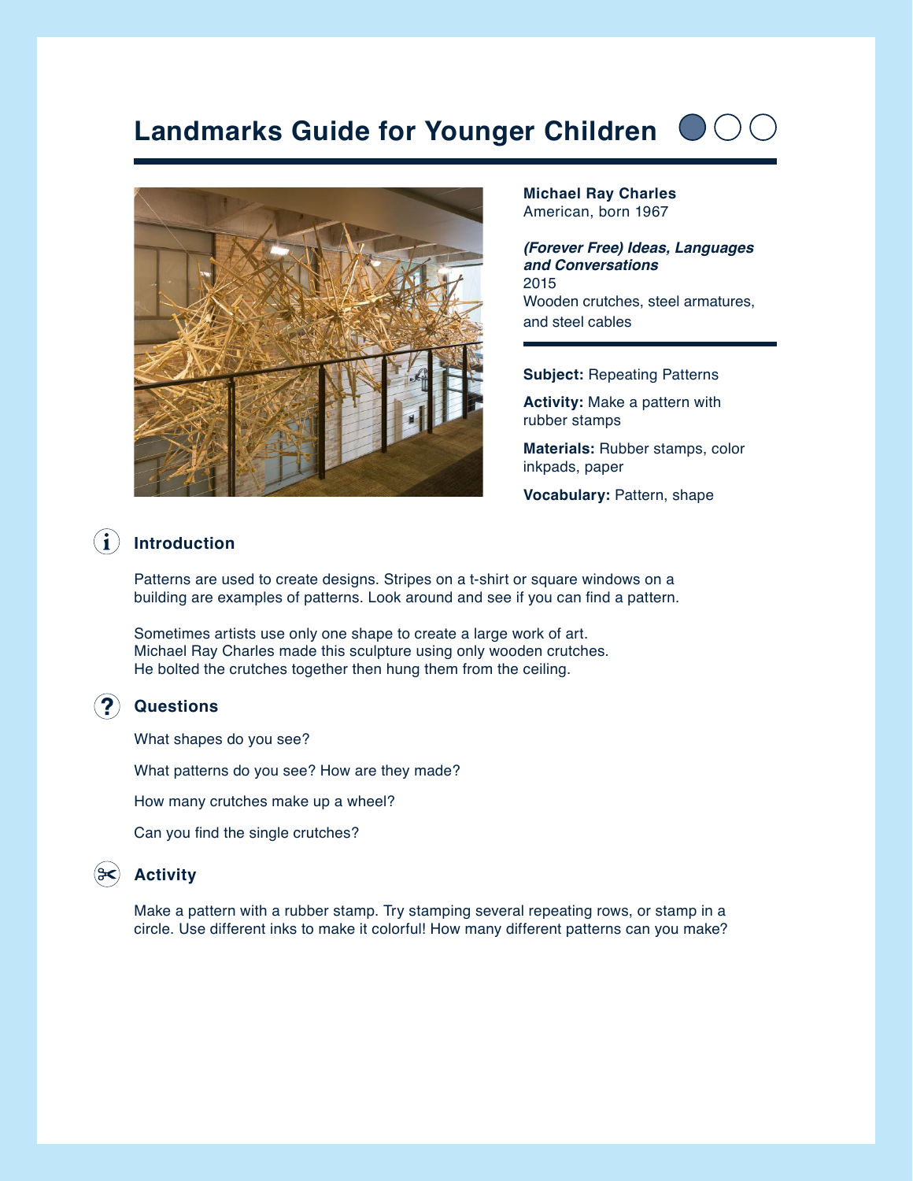# Landmarks Guide for Younger Children

**Michael Ray Charles**
American, born 1967

***(Forever Free) Ideas, Languages and Conversations***
2015
Wooden crutches, steel armatures, and steel cables

**Subject:** Repeating Patterns

**Activity:** Make a pattern with rubber stamps

**Materials:** Rubber stamps, color inkpads, paper

**Vocabulary:** Pattern, shape

## Introduction

Patterns are used to create designs. Stripes on a t-shirt or square windows on a building are examples of patterns. Look around and see if you can find a pattern.

Sometimes artists use only one shape to create a large work of art. Michael Ray Charles made this sculpture using only wooden crutches. He bolted the crutches together then hung them from the ceiling.

## Questions

What shapes do you see?

What patterns do you see? How are they made?

How many crutches make up a wheel?

Can you find the single crutches?

## Activity

Make a pattern with a rubber stamp. Try stamping several repeating rows, or stamp in a circle. Use different inks to make it colorful! How many different patterns can you make?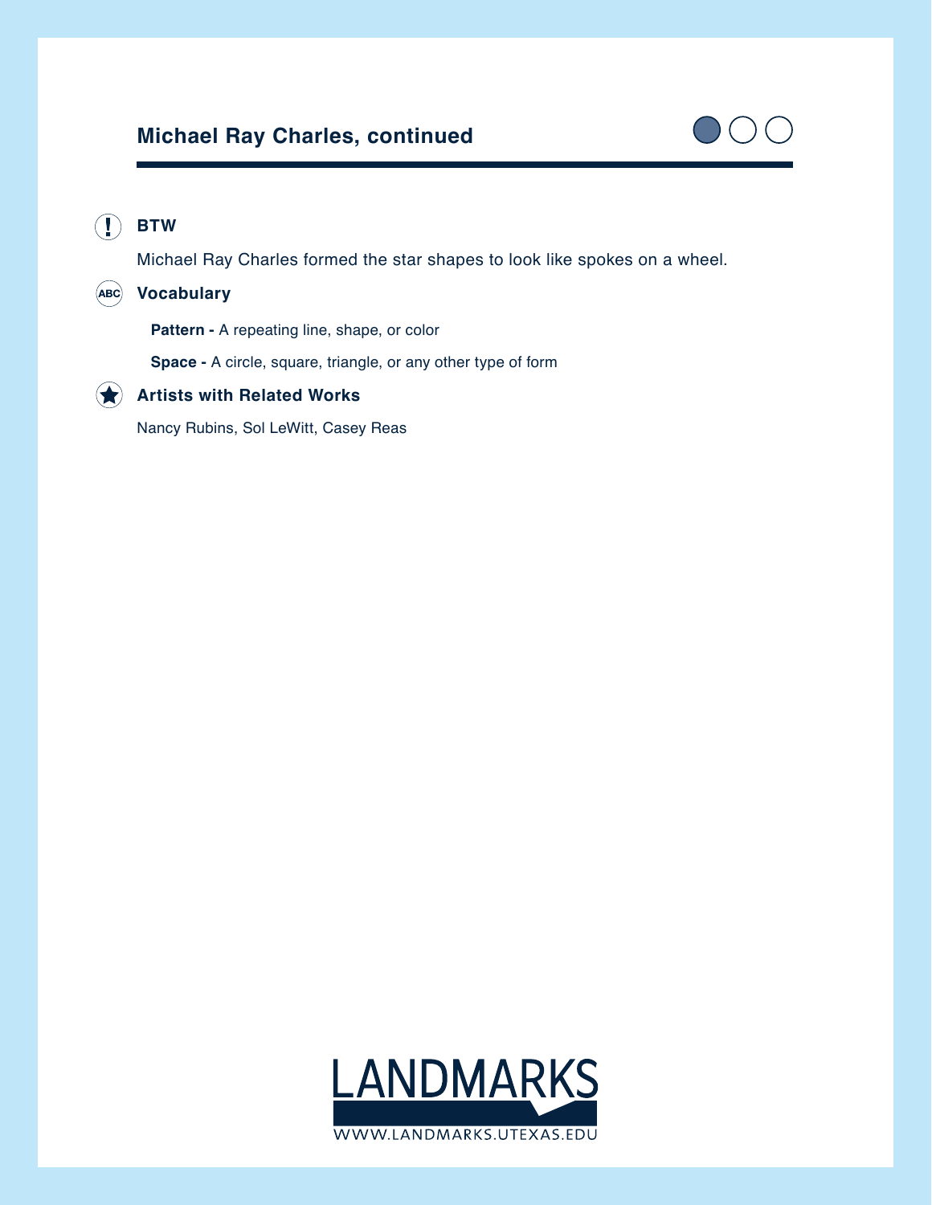## Michael Ray Charles, continued

### BTW

Michael Ray Charles formed the star shapes to look like spokes on a wheel.

### Vocabulary

**Pattern -** A repeating line, shape, or color

**Space -** A circle, square, triangle, or any other type of form

### Artists with Related Works

Nancy Rubins, Sol LeWitt, Casey Reas

LANDMARKS

WWW.LANDMARKS.UTEXAS.EDU